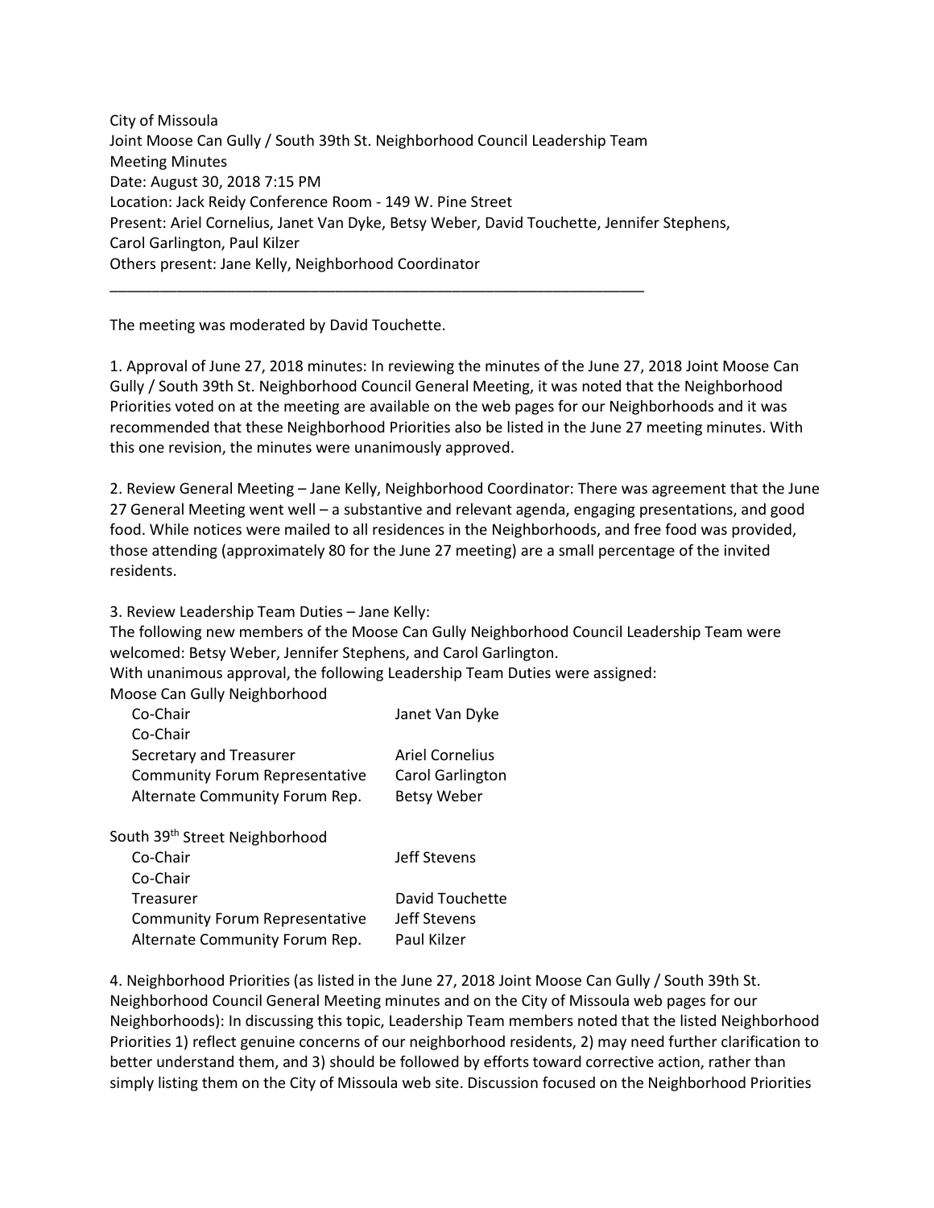City of Missoula
Joint Moose Can Gully / South 39th St. Neighborhood Council Leadership Team
Meeting Minutes
Date: August 30, 2018 7:15 PM
Location: Jack Reidy Conference Room - 149 W. Pine Street
Present: Ariel Cornelius, Janet Van Dyke, Betsy Weber, David Touchette, Jennifer Stephens, Carol Garlington, Paul Kilzer
Others present: Jane Kelly, Neighborhood Coordinator

---

The meeting was moderated by David Touchette.

1. Approval of June 27, 2018 minutes: In reviewing the minutes of the June 27, 2018 Joint Moose Can Gully / South 39th St. Neighborhood Council General Meeting, it was noted that the Neighborhood Priorities voted on at the meeting are available on the web pages for our Neighborhoods and it was recommended that these Neighborhood Priorities also be listed in the June 27 meeting minutes. With this one revision, the minutes were unanimously approved.

2. Review General Meeting – Jane Kelly, Neighborhood Coordinator: There was agreement that the June 27 General Meeting went well – a substantive and relevant agenda, engaging presentations, and good food. While notices were mailed to all residences in the Neighborhoods, and free food was provided, those attending (approximately 80 for the June 27 meeting) are a small percentage of the invited residents.

3. Review Leadership Team Duties – Jane Kelly:
The following new members of the Moose Can Gully Neighborhood Council Leadership Team were welcomed: Betsy Weber, Jennifer Stephens, and Carol Garlington.
With unanimous approval, the following Leadership Team Duties were assigned:

Moose Can Gully Neighborhood

| Role | Name |
| --- | --- |
| Co-Chair | Janet Van Dyke |
| Co-Chair | |
| Secretary and Treasurer | Ariel Cornelius |
| Community Forum Representative | Carol Garlington |
| Alternate Community Forum Rep. | Betsy Weber |

South 39th Street Neighborhood

| Role | Name |
| --- | --- |
| Co-Chair | Jeff Stevens |
| Co-Chair | |
| Treasurer | David Touchette |
| Community Forum Representative | Jeff Stevens |
| Alternate Community Forum Rep. | Paul Kilzer |

4. Neighborhood Priorities (as listed in the June 27, 2018 Joint Moose Can Gully / South 39th St. Neighborhood Council General Meeting minutes and on the City of Missoula web pages for our Neighborhoods): In discussing this topic, Leadership Team members noted that the listed Neighborhood Priorities 1) reflect genuine concerns of our neighborhood residents, 2) may need further clarification to better understand them, and 3) should be followed by efforts toward corrective action, rather than simply listing them on the City of Missoula web site. Discussion focused on the Neighborhood Priorities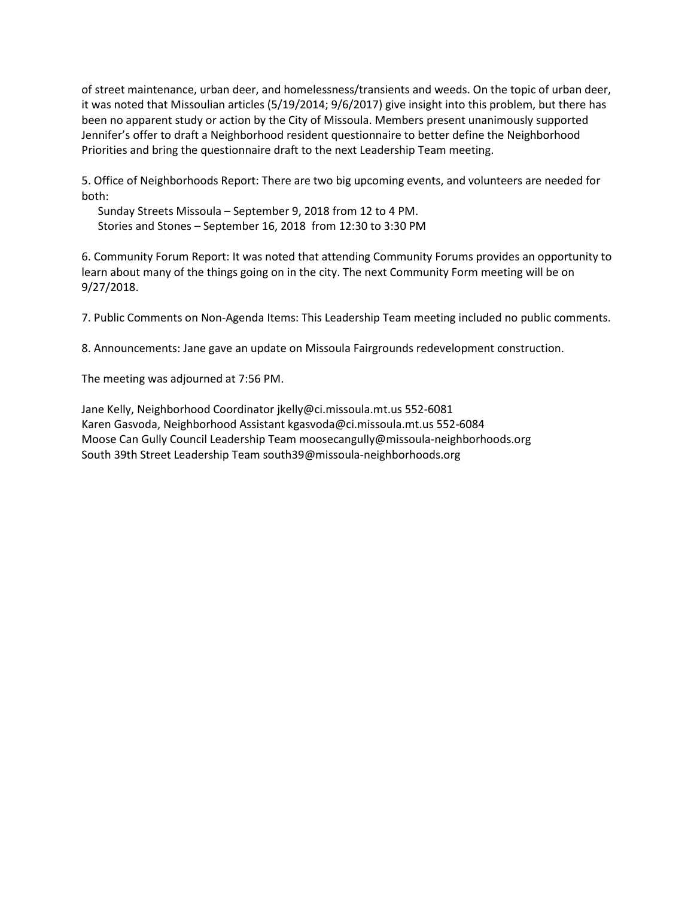of street maintenance, urban deer, and homelessness/transients and weeds. On the topic of urban deer, it was noted that Missoulian articles (5/19/2014; 9/6/2017) give insight into this problem, but there has been no apparent study or action by the City of Missoula. Members present unanimously supported Jennifer's offer to draft a Neighborhood resident questionnaire to better define the Neighborhood Priorities and bring the questionnaire draft to the next Leadership Team meeting.

5. Office of Neighborhoods Report: There are two big upcoming events, and volunteers are needed for both:

   Sunday Streets Missoula – September 9, 2018 from 12 to 4 PM.
   Stories and Stones – September 16, 2018 from 12:30 to 3:30 PM

6. Community Forum Report: It was noted that attending Community Forums provides an opportunity to learn about many of the things going on in the city. The next Community Form meeting will be on 9/27/2018.

7. Public Comments on Non-Agenda Items: This Leadership Team meeting included no public comments.

8. Announcements: Jane gave an update on Missoula Fairgrounds redevelopment construction.

The meeting was adjourned at 7:56 PM.

Jane Kelly, Neighborhood Coordinator jkelly@ci.missoula.mt.us 552-6081
Karen Gasvoda, Neighborhood Assistant kgasvoda@ci.missoula.mt.us 552-6084
Moose Can Gully Council Leadership Team moosecangully@missoula-neighborhoods.org
South 39th Street Leadership Team south39@missoula-neighborhoods.org